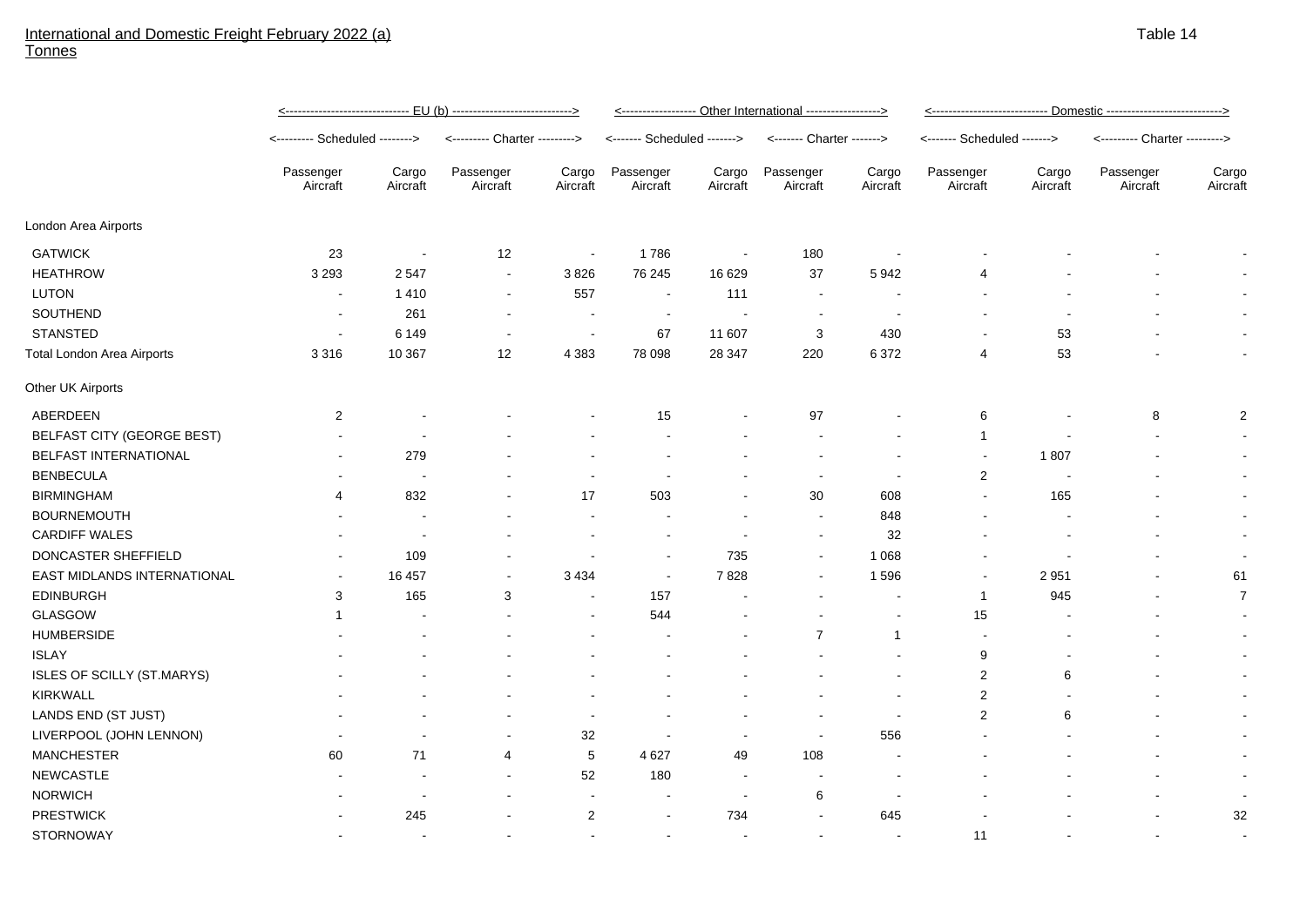International and Domestic Freight February 2022 (a)
Tonnes

Table 14

| | EU (b) | | | | Other International | | | | Domestic | | | |
|---|---|---|---|---|---|---|---|---|---|---|---|---|
| | Scheduled | | Charter | | Scheduled | | Charter | | Scheduled | | Charter | |
| | Passenger Aircraft | Cargo Aircraft | Passenger Aircraft | Cargo Aircraft | Passenger Aircraft | Cargo Aircraft | Passenger Aircraft | Cargo Aircraft | Passenger Aircraft | Cargo Aircraft | Passenger Aircraft | Cargo Aircraft |
| London Area Airports | | | | | | | | | | | | |
| GATWICK | 23 | - | 12 | - | 1 786 | - | 180 | - | - | - | - | - |
| HEATHROW | 3 293 | 2 547 | - | 3 826 | 76 245 | 16 629 | 37 | 5 942 | 4 | - | - | - |
| LUTON | - | 1 410 | - | 557 | - | 111 | - | - | - | - | - | - |
| SOUTHEND | - | 261 | - | - | - | - | - | - | - | - | - | - |
| STANSTED | - | 6 149 | - | - | 67 | 11 607 | 3 | 430 | - | 53 | - | - |
| Total London Area Airports | 3 316 | 10 367 | 12 | 4 383 | 78 098 | 28 347 | 220 | 6 372 | 4 | 53 | - | - |
| Other UK Airports | | | | | | | | | | | | |
| ABERDEEN | 2 | - | - | - | 15 | - | 97 | - | 6 | - | 8 | 2 |
| BELFAST CITY (GEORGE BEST) | - | - | - | - | - | - | - | - | 1 | - | - | - |
| BELFAST INTERNATIONAL | - | 279 | - | - | - | - | - | - | - | 1 807 | - | - |
| BENBECULA | - | - | - | - | - | - | - | - | 2 | - | - | - |
| BIRMINGHAM | 4 | 832 | - | 17 | 503 | - | 30 | 608 | - | 165 | - | - |
| BOURNEMOUTH | - | - | - | - | - | - | - | 848 | - | - | - | - |
| CARDIFF WALES | - | - | - | - | - | - | - | 32 | - | - | - | - |
| DONCASTER SHEFFIELD | - | 109 | - | - | - | 735 | - | 1 068 | - | - | - | - |
| EAST MIDLANDS INTERNATIONAL | - | 16 457 | - | 3 434 | - | 7 828 | - | 1 596 | - | 2 951 | - | 61 |
| EDINBURGH | 3 | 165 | 3 | - | 157 | - | - | - | 1 | 945 | - | 7 |
| GLASGOW | 1 | - | - | - | 544 | - | - | - | 15 | - | - | - |
| HUMBERSIDE | - | - | - | - | - | - | 7 | 1 | - | - | - | - |
| ISLAY | - | - | - | - | - | - | - | - | 9 | - | - | - |
| ISLES OF SCILLY (ST.MARYS) | - | - | - | - | - | - | - | - | 2 | 6 | - | - |
| KIRKWALL | - | - | - | - | - | - | - | - | 2 | - | - | - |
| LANDS END (ST JUST) | - | - | - | - | - | - | - | - | 2 | 6 | - | - |
| LIVERPOOL (JOHN LENNON) | - | - | - | 32 | - | - | - | 556 | - | - | - | - |
| MANCHESTER | 60 | 71 | 4 | 5 | 4 627 | 49 | 108 | - | - | - | - | - |
| NEWCASTLE | - | - | - | 52 | 180 | - | - | - | - | - | - | - |
| NORWICH | - | - | - | - | - | - | 6 | - | - | - | - | - |
| PRESTWICK | - | 245 | - | 2 | - | 734 | - | 645 | - | - | - | 32 |
| STORNOWAY | - | - | - | - | - | - | - | - | 11 | - | - | - |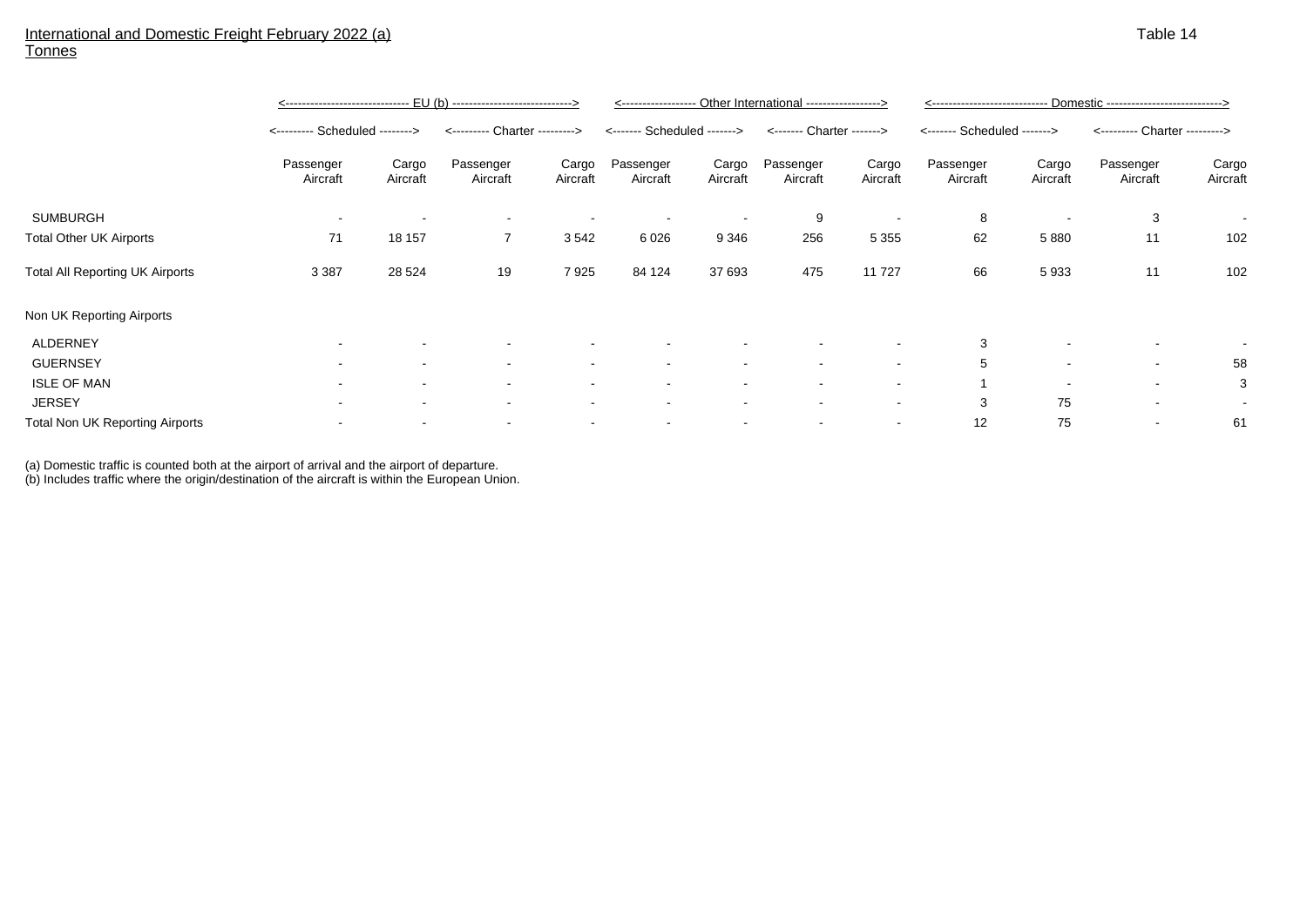International and Domestic Freight February 2022 (a)
Tonnes

Table 14

| | EU (b) | | | | Other International | | | | Domestic | | | |
|---|---|---|---|---|---|---|---|---|---|---|---|---|
| | Scheduled | | Charter | | Scheduled | | Charter | | Scheduled | | Charter | |
| | Passenger Aircraft | Cargo Aircraft | Passenger Aircraft | Cargo Aircraft | Passenger Aircraft | Cargo Aircraft | Passenger Aircraft | Cargo Aircraft | Passenger Aircraft | Cargo Aircraft | Passenger Aircraft | Cargo Aircraft |
| SUMBURGH | - | - | - | - | - | - | 9 | - | 8 | - | 3 | - |
| Total Other UK Airports | 71 | 18 157 | 7 | 3 542 | 6 026 | 9 346 | 256 | 5 355 | 62 | 5 880 | 11 | 102 |
| Total All Reporting UK Airports | 3 387 | 28 524 | 19 | 7 925 | 84 124 | 37 693 | 475 | 11 727 | 66 | 5 933 | 11 | 102 |
| Non UK Reporting Airports | | | | | | | | | | | | |
| ALDERNEY | - | - | - | - | - | - | - | - | 3 | - | - | - |
| GUERNSEY | - | - | - | - | - | - | - | - | 5 | - | - | 58 |
| ISLE OF MAN | - | - | - | - | - | - | - | - | 1 | - | - | 3 |
| JERSEY | - | - | - | - | - | - | - | - | 3 | 75 | - | - |
| Total Non UK Reporting Airports | - | - | - | - | - | - | - | - | 12 | 75 | - | 61 |

(a) Domestic traffic is counted both at the airport of arrival and the airport of departure.
(b) Includes traffic where the origin/destination of the aircraft is within the European Union.